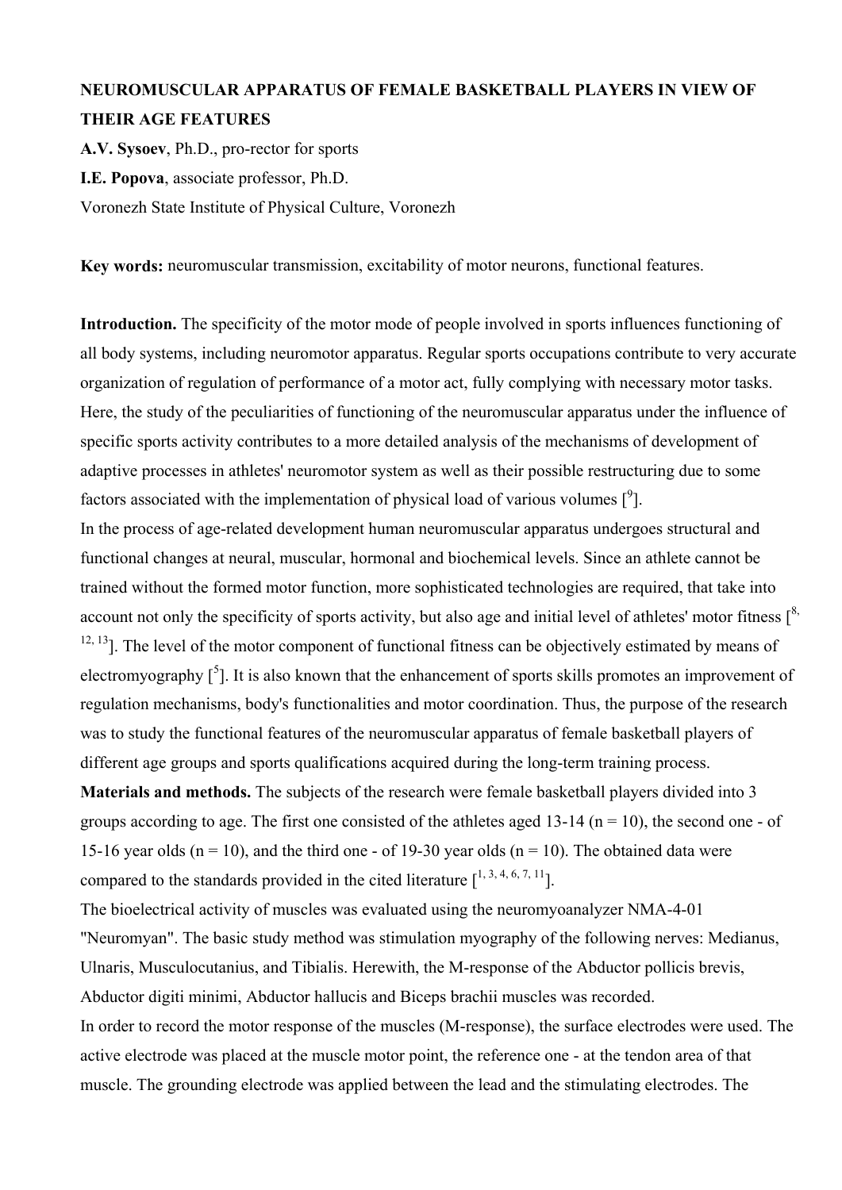# NEUROMUSCULAR APPARATUS OF FEMALE BASKETBALL PLAYERS IN VIEW OF THEIR AGE FEATURES

**A.V. Sysoev**, Ph.D., pro-rector for sports

**I.E. Popova**, associate professor, Ph.D.

Voronezh State Institute of Physical Culture, Voronezh

**Key words:** neuromuscular transmission, excitability of motor neurons, functional features.

**Introduction.** The specificity of the motor mode of people involved in sports influences functioning of all body systems, including neuromotor apparatus. Regular sports occupations contribute to very accurate organization of regulation of performance of a motor act, fully complying with necessary motor tasks. Here, the study of the peculiarities of functioning of the neuromuscular apparatus under the influence of specific sports activity contributes to a more detailed analysis of the mechanisms of development of adaptive processes in athletes' neuromotor system as well as their possible restructuring due to some factors associated with the implementation of physical load of various volumes [9].

In the process of age-related development human neuromuscular apparatus undergoes structural and functional changes at neural, muscular, hormonal and biochemical levels. Since an athlete cannot be trained without the formed motor function, more sophisticated technologies are required, that take into account not only the specificity of sports activity, but also age and initial level of athletes' motor fitness [8, 12, 13]. The level of the motor component of functional fitness can be objectively estimated by means of electromyography [5]. It is also known that the enhancement of sports skills promotes an improvement of regulation mechanisms, body's functionalities and motor coordination. Thus, the purpose of the research was to study the functional features of the neuromuscular apparatus of female basketball players of different age groups and sports qualifications acquired during the long-term training process.

**Materials and methods.** The subjects of the research were female basketball players divided into 3 groups according to age. The first one consisted of the athletes aged 13-14 (n = 10), the second one - of 15-16 year olds (n = 10), and the third one - of 19-30 year olds (n = 10). The obtained data were compared to the standards provided in the cited literature [1, 3, 4, 6, 7, 11].

The bioelectrical activity of muscles was evaluated using the neuromyoanalyzer NMA-4-01 "Neuromyan". The basic study method was stimulation myography of the following nerves: Medianus, Ulnaris, Musculocutanius, and Tibialis. Herewith, the M-response of the Abductor pollicis brevis, Abductor digiti minimi, Abductor hallucis and Biceps brachii muscles was recorded.

In order to record the motor response of the muscles (M-response), the surface electrodes were used. The active electrode was placed at the muscle motor point, the reference one - at the tendon area of that muscle. The grounding electrode was applied between the lead and the stimulating electrodes. The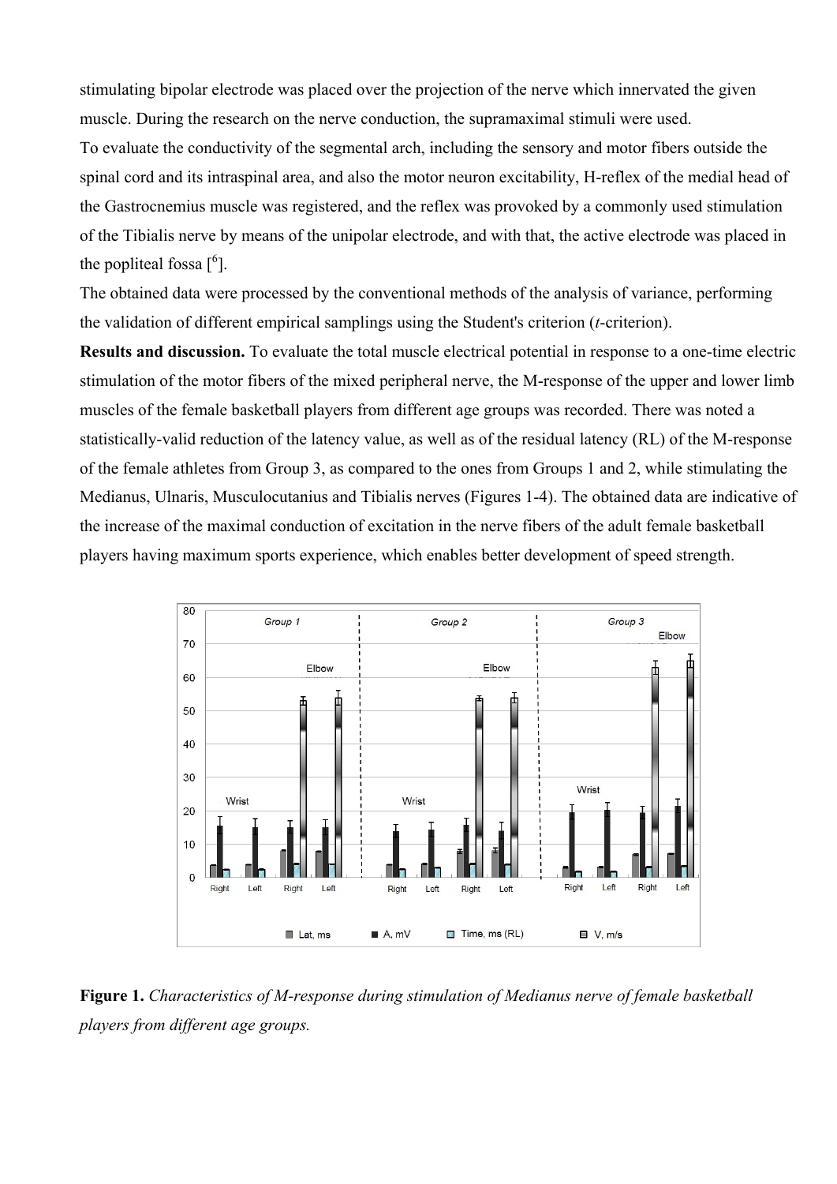stimulating bipolar electrode was placed over the projection of the nerve which innervated the given muscle. During the research on the nerve conduction, the supramaximal stimuli were used.

To evaluate the conductivity of the segmental arch, including the sensory and motor fibers outside the spinal cord and its intraspinal area, and also the motor neuron excitability, H-reflex of the medial head of the Gastrocnemius muscle was registered, and the reflex was provoked by a commonly used stimulation of the Tibialis nerve by means of the unipolar electrode, and with that, the active electrode was placed in the popliteal fossa [6].

The obtained data were processed by the conventional methods of the analysis of variance, performing the validation of different empirical samplings using the Student's criterion (*t*-criterion).

**Results and discussion.** To evaluate the total muscle electrical potential in response to a one-time electric stimulation of the motor fibers of the mixed peripheral nerve, the M-response of the upper and lower limb muscles of the female basketball players from different age groups was recorded. There was noted a statistically-valid reduction of the latency value, as well as of the residual latency (RL) of the M-response of the female athletes from Group 3, as compared to the ones from Groups 1 and 2, while stimulating the Medianus, Ulnaris, Musculocutanius and Tibialis nerves (Figures 1-4). The obtained data are indicative of the increase of the maximal conduction of excitation in the nerve fibers of the adult female basketball players having maximum sports experience, which enables better development of speed strength.

**Figure 1.** *Characteristics of M-response during stimulation of Medianus nerve of female basketball players from different age groups.*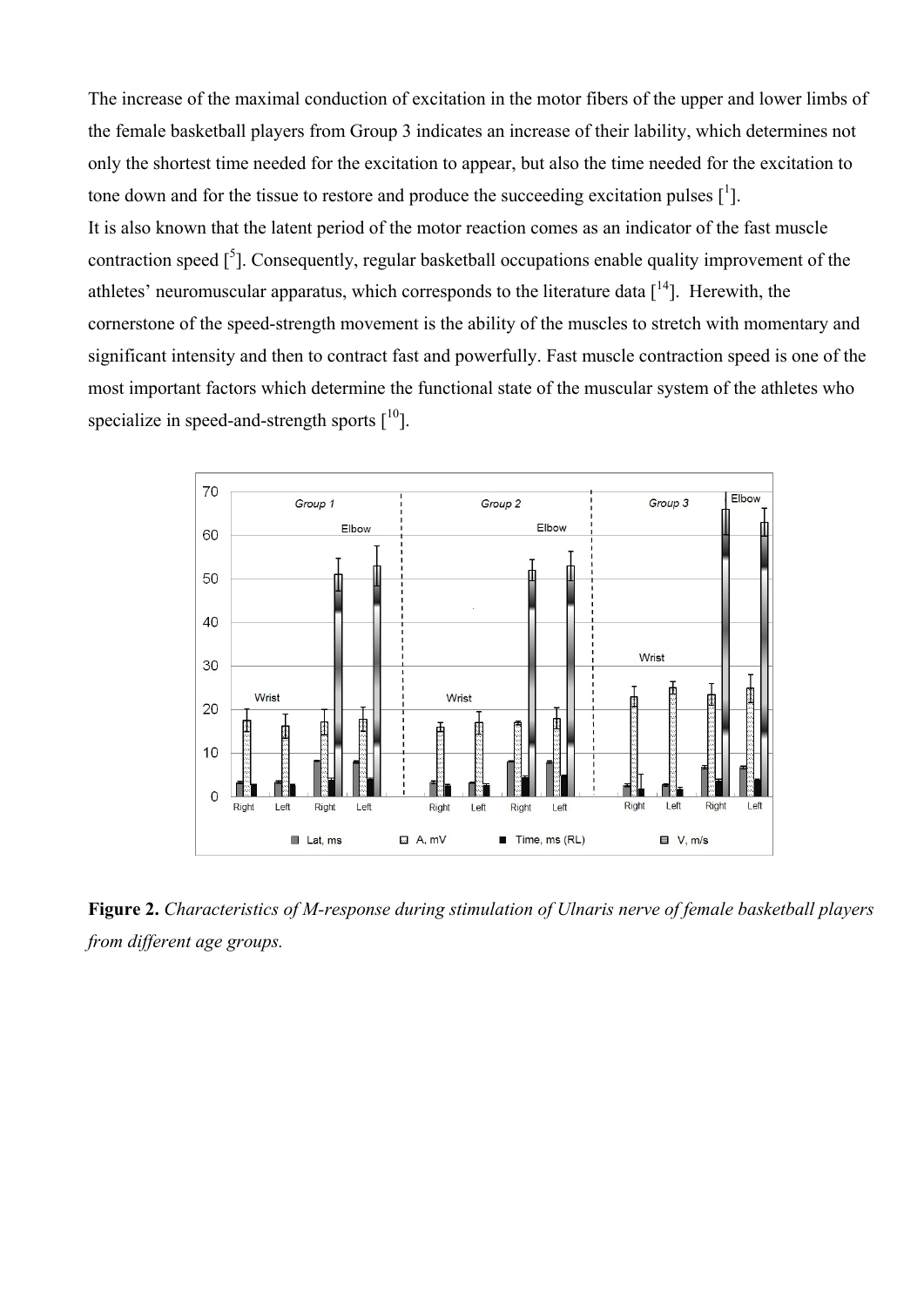The increase of the maximal conduction of excitation in the motor fibers of the upper and lower limbs of the female basketball players from Group 3 indicates an increase of their lability, which determines not only the shortest time needed for the excitation to appear, but also the time needed for the excitation to tone down and for the tissue to restore and produce the succeeding excitation pulses [1].

It is also known that the latent period of the motor reaction comes as an indicator of the fast muscle contraction speed [5]. Consequently, regular basketball occupations enable quality improvement of the athletes' neuromuscular apparatus, which corresponds to the literature data [14]. Herewith, the cornerstone of the speed-strength movement is the ability of the muscles to stretch with momentary and significant intensity and then to contract fast and powerfully. Fast muscle contraction speed is one of the most important factors which determine the functional state of the muscular system of the athletes who specialize in speed-and-strength sports [10].

**Figure 2.** *Characteristics of M-response during stimulation of Ulnaris nerve of female basketball players from different age groups.*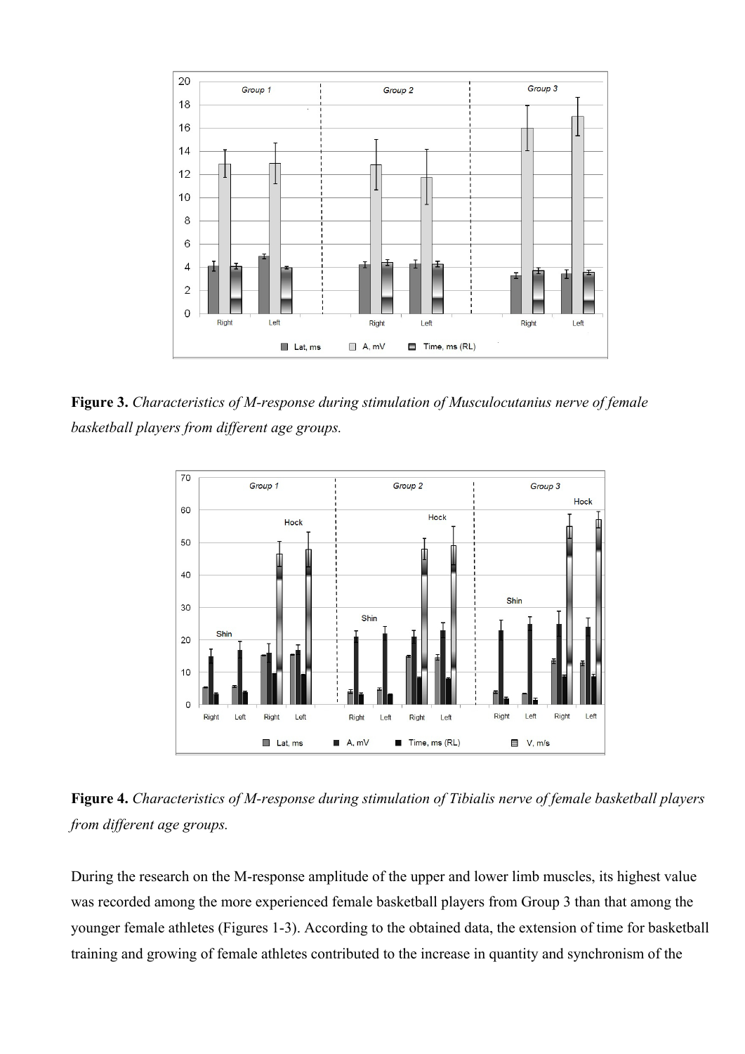**Figure 3.** *Characteristics of M-response during stimulation of Musculocutanius nerve of female basketball players from different age groups.*

**Figure 4.** *Characteristics of M-response during stimulation of Tibialis nerve of female basketball players from different age groups.*

During the research on the M-response amplitude of the upper and lower limb muscles, its highest value was recorded among the more experienced female basketball players from Group 3 than that among the younger female athletes (Figures 1-3). According to the obtained data, the extension of time for basketball training and growing of female athletes contributed to the increase in quantity and synchronism of the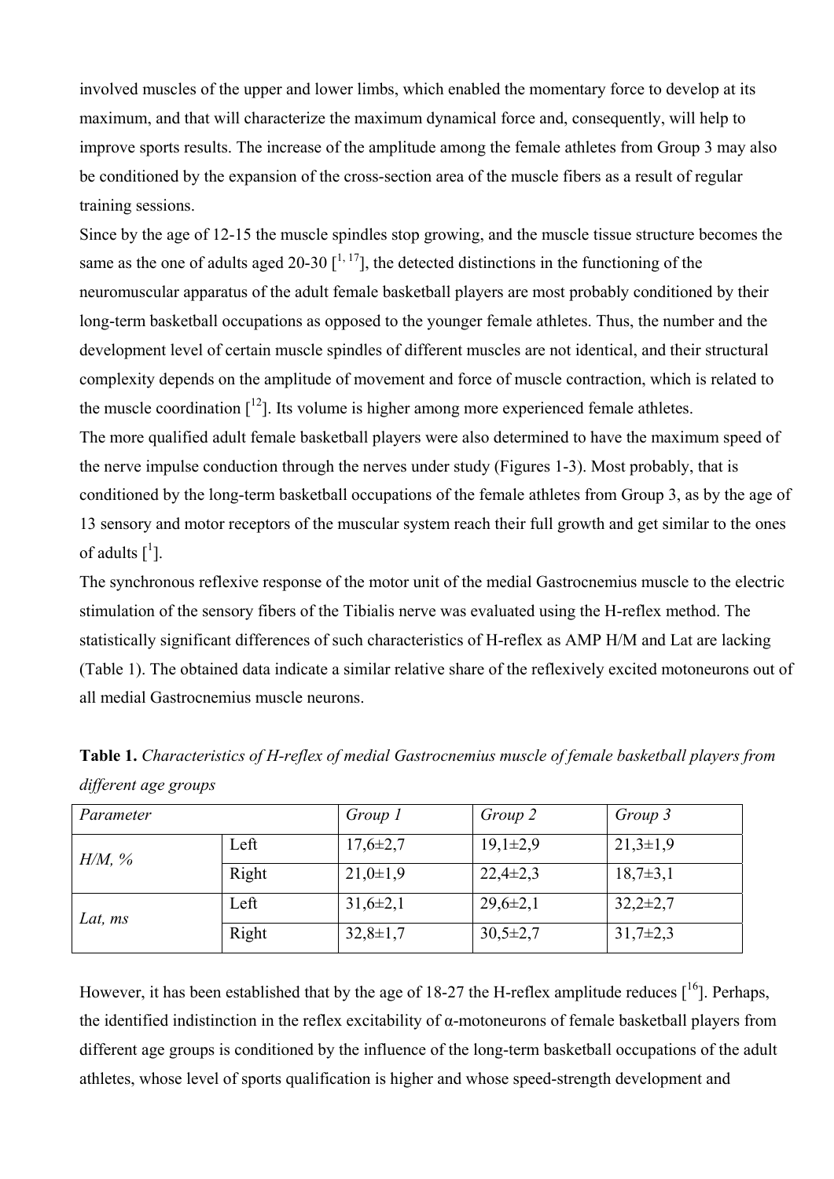involved muscles of the upper and lower limbs, which enabled the momentary force to develop at its maximum, and that will characterize the maximum dynamical force and, consequently, will help to improve sports results. The increase of the amplitude among the female athletes from Group 3 may also be conditioned by the expansion of the cross-section area of the muscle fibers as a result of regular training sessions.

Since by the age of 12-15 the muscle spindles stop growing, and the muscle tissue structure becomes the same as the one of adults aged 20-30 [1, 17], the detected distinctions in the functioning of the neuromuscular apparatus of the adult female basketball players are most probably conditioned by their long-term basketball occupations as opposed to the younger female athletes. Thus, the number and the development level of certain muscle spindles of different muscles are not identical, and their structural complexity depends on the amplitude of movement and force of muscle contraction, which is related to the muscle coordination [12]. Its volume is higher among more experienced female athletes.

The more qualified adult female basketball players were also determined to have the maximum speed of the nerve impulse conduction through the nerves under study (Figures 1-3). Most probably, that is conditioned by the long-term basketball occupations of the female athletes from Group 3, as by the age of 13 sensory and motor receptors of the muscular system reach their full growth and get similar to the ones of adults [1].

The synchronous reflexive response of the motor unit of the medial Gastrocnemius muscle to the electric stimulation of the sensory fibers of the Tibialis nerve was evaluated using the H-reflex method. The statistically significant differences of such characteristics of H-reflex as AMP H/M and Lat are lacking (Table 1). The obtained data indicate a similar relative share of the reflexively excited motoneurons out of all medial Gastrocnemius muscle neurons.

**Table 1.** *Characteristics of H-reflex of medial Gastrocnemius muscle of female basketball players from different age groups*

| *Parameter* | | *Group 1* | *Group 2* | *Group 3* |
|---|---|---|---|---|
| *H/M, %* | Left | 17,6±2,7 | 19,1±2,9 | 21,3±1,9 |
| | Right | 21,0±1,9 | 22,4±2,3 | 18,7±3,1 |
| *Lat, ms* | Left | 31,6±2,1 | 29,6±2,1 | 32,2±2,7 |
| | Right | 32,8±1,7 | 30,5±2,7 | 31,7±2,3 |

However, it has been established that by the age of 18-27 the H-reflex amplitude reduces [16]. Perhaps, the identified indistinction in the reflex excitability of α-motoneurons of female basketball players from different age groups is conditioned by the influence of the long-term basketball occupations of the adult athletes, whose level of sports qualification is higher and whose speed-strength development and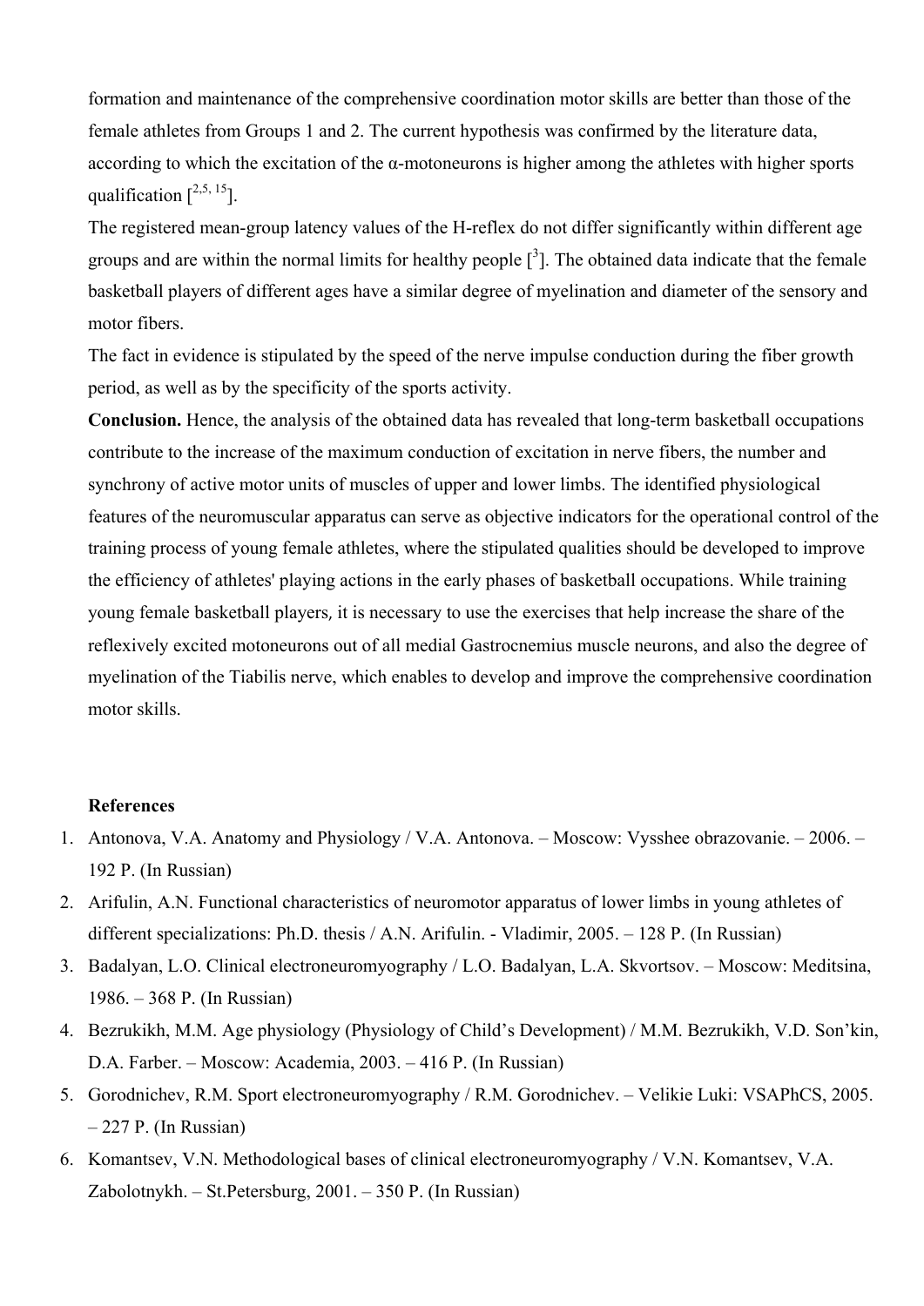formation and maintenance of the comprehensive coordination motor skills are better than those of the female athletes from Groups 1 and 2. The current hypothesis was confirmed by the literature data, according to which the excitation of the α-motoneurons is higher among the athletes with higher sports qualification [2,5, 15].

The registered mean-group latency values of the H-reflex do not differ significantly within different age groups and are within the normal limits for healthy people [3]. The obtained data indicate that the female basketball players of different ages have a similar degree of myelination and diameter of the sensory and motor fibers.

The fact in evidence is stipulated by the speed of the nerve impulse conduction during the fiber growth period, as well as by the specificity of the sports activity.

**Conclusion.** Hence, the analysis of the obtained data has revealed that long-term basketball occupations contribute to the increase of the maximum conduction of excitation in nerve fibers, the number and synchrony of active motor units of muscles of upper and lower limbs. The identified physiological features of the neuromuscular apparatus can serve as objective indicators for the operational control of the training process of young female athletes, where the stipulated qualities should be developed to improve the efficiency of athletes' playing actions in the early phases of basketball occupations. While training young female basketball players, it is necessary to use the exercises that help increase the share of the reflexively excited motoneurons out of all medial Gastrocnemius muscle neurons, and also the degree of myelination of the Tiabilis nerve, which enables to develop and improve the comprehensive coordination motor skills.

**References**

1. Antonova, V.A. Anatomy and Physiology / V.A. Antonova. – Moscow: Vysshee obrazovanie. – 2006. – 192 P. (In Russian)
2. Arifulin, A.N. Functional characteristics of neuromotor apparatus of lower limbs in young athletes of different specializations: Ph.D. thesis / A.N. Arifulin. - Vladimir, 2005. – 128 P. (In Russian)
3. Badalyan, L.O. Clinical electroneuromyography / L.O. Badalyan, L.A. Skvortsov. – Moscow: Meditsina, 1986. – 368 P. (In Russian)
4. Bezrukikh, M.M. Age physiology (Physiology of Child's Development) / M.M. Bezrukikh, V.D. Son'kin, D.A. Farber. – Moscow: Academia, 2003. – 416 P. (In Russian)
5. Gorodnichev, R.M. Sport electroneuromyography / R.M. Gorodnichev. – Velikie Luki: VSAPhCS, 2005. – 227 P. (In Russian)
6. Komantsev, V.N. Methodological bases of clinical electroneuromyography / V.N. Komantsev, V.A. Zabolotnykh. – St.Petersburg, 2001. – 350 P. (In Russian)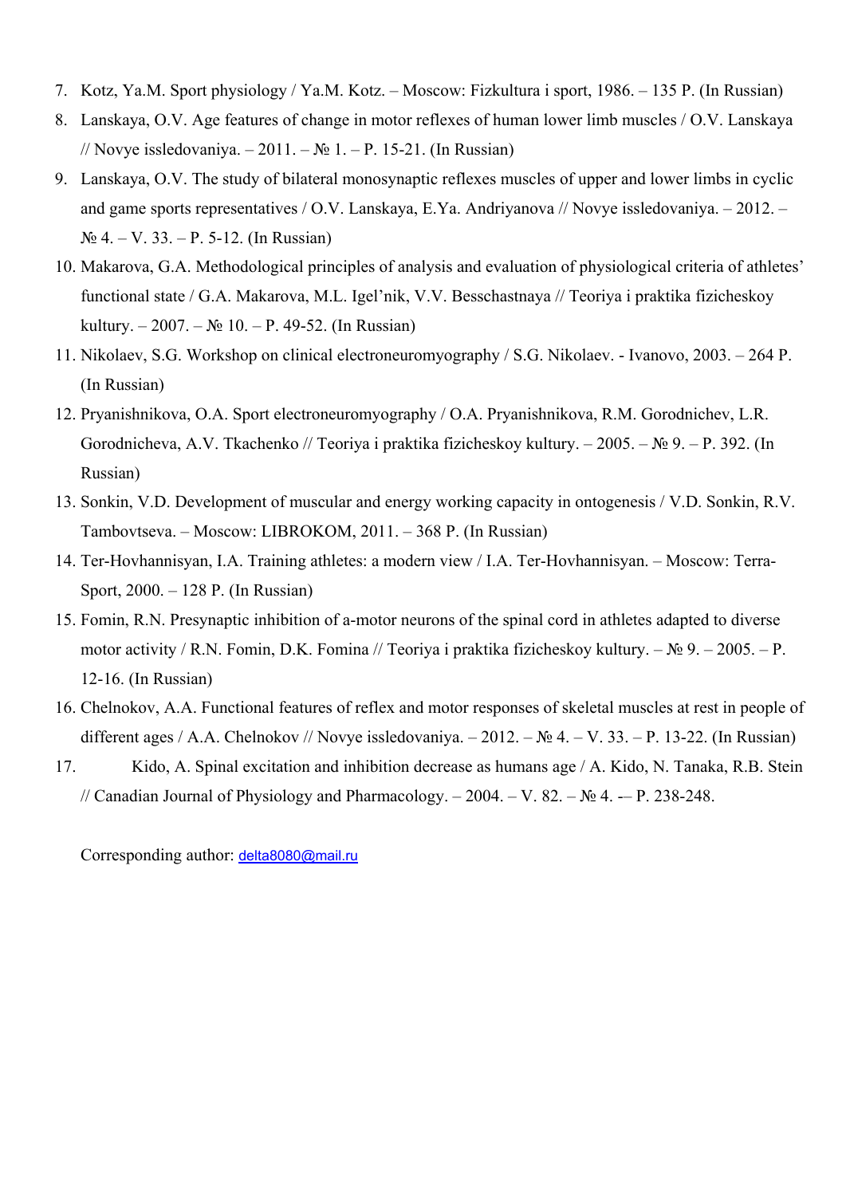7. Kotz, Ya.M. Sport physiology / Ya.M. Kotz. – Moscow: Fizkultura i sport, 1986. – 135 P. (In Russian)
8. Lanskaya, O.V. Age features of change in motor reflexes of human lower limb muscles / O.V. Lanskaya // Novye issledovaniya. – 2011. – № 1. – P. 15-21. (In Russian)
9. Lanskaya, O.V. The study of bilateral monosynaptic reflexes muscles of upper and lower limbs in cyclic and game sports representatives / O.V. Lanskaya, E.Ya. Andriyanova // Novye issledovaniya. – 2012. – № 4. – V. 33. – P. 5-12. (In Russian)
10. Makarova, G.A. Methodological principles of analysis and evaluation of physiological criteria of athletes' functional state / G.A. Makarova, M.L. Igel'nik, V.V. Besschastnaya // Teoriya i praktika fizicheskoy kultury. – 2007. – № 10. – P. 49-52. (In Russian)
11. Nikolaev, S.G. Workshop on clinical electroneuromyography / S.G. Nikolaev. - Ivanovo, 2003. – 264 P. (In Russian)
12. Pryanishnikova, O.A. Sport electroneuromyography / O.A. Pryanishnikova, R.M. Gorodnichev, L.R. Gorodnicheva, A.V. Tkachenko // Teoriya i praktika fizicheskoy kultury. – 2005. – № 9. – P. 392. (In Russian)
13. Sonkin, V.D. Development of muscular and energy working capacity in ontogenesis / V.D. Sonkin, R.V. Tambovtseva. – Moscow: LIBROKOM, 2011. – 368 P. (In Russian)
14. Ter-Hovhannisyan, I.A. Training athletes: a modern view / I.A. Ter-Hovhannisyan. – Moscow: Terra-Sport, 2000. – 128 P. (In Russian)
15. Fomin, R.N. Presynaptic inhibition of a-motor neurons of the spinal cord in athletes adapted to diverse motor activity / R.N. Fomin, D.K. Fomina // Teoriya i praktika fizicheskoy kultury. – № 9. – 2005. – P. 12-16. (In Russian)
16. Chelnokov, A.A. Functional features of reflex and motor responses of skeletal muscles at rest in people of different ages / A.A. Chelnokov // Novye issledovaniya. – 2012. – № 4. – V. 33. – P. 13-22. (In Russian)
17. Kido, A. Spinal excitation and inhibition decrease as humans age / A. Kido, N. Tanaka, R.B. Stein // Canadian Journal of Physiology and Pharmacology. – 2004. – V. 82. – № 4. -– P. 238-248.

Corresponding author: delta8080@mail.ru